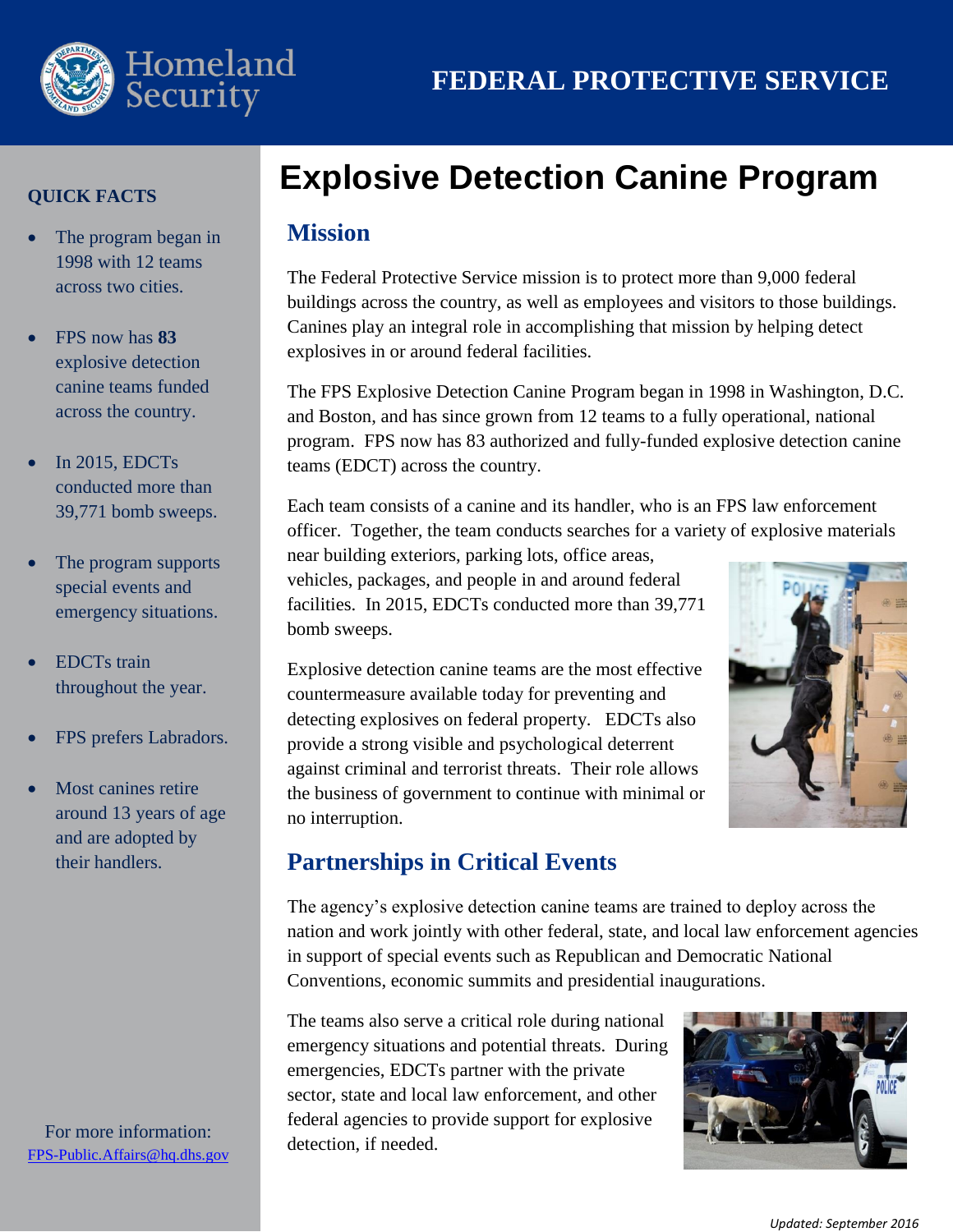# FEDERAL PROTECTIVE SERVICE

# Explosive Detection Canine Program

## Mission

The Federal Protective Service mission is to protect more than 9,000 federal buildings across the country, as well as employees and visitors to those buildings. Canines play an integral role in accomplishing that mission by helping detect explosives in or around federal facilities.

The FPS Explosive Detection Canine Program began in 1998 in Washington, D.C. and Boston, and has since grown from 12 teams to a fully operational, national program. FPS now has 83 authorized and fully-funded explosive detection canine teams (EDCT) across the country.

Each team consists of a canine and its handler, who is an FPS law enforcement officer. Together, the team conducts searches for a variety of explosive materials near building exteriors, parking lots, office areas, vehicles, packages, and people in and around federal facilities. In 2015, EDCTs conducted more than 39,771 bomb sweeps.

Explosive detection canine teams are the most effective countermeasure available today for preventing and detecting explosives on federal property. EDCTs also provide a strong visible and psychological deterrent against criminal and terrorist threats. Their role allows the business of government to continue with minimal or no interruption.

## Partnerships in Critical Events

The agency's explosive detection canine teams are trained to deploy across the nation and work jointly with other federal, state, and local law enforcement agencies in support of special events such as Republican and Democratic National Conventions, economic summits and presidential inaugurations.

The teams also serve a critical role during national emergency situations and potential threats. During emergencies, EDCTs partner with the private sector, state and local law enforcement, and other federal agencies to provide support for explosive detection, if needed.

### QUICK FACTS

- The program began in 1998 with 12 teams across two cities.
- FPS now has **83** explosive detection canine teams funded across the country.
- In 2015, EDCTs conducted more than 39,771 bomb sweeps.
- The program supports special events and emergency situations.
- EDCTs train throughout the year.
- FPS prefers Labradors.
- Most canines retire around 13 years of age and are adopted by their handlers.

For more information:
FPS-Public.Affairs@hq.dhs.gov

*Updated: September 2016*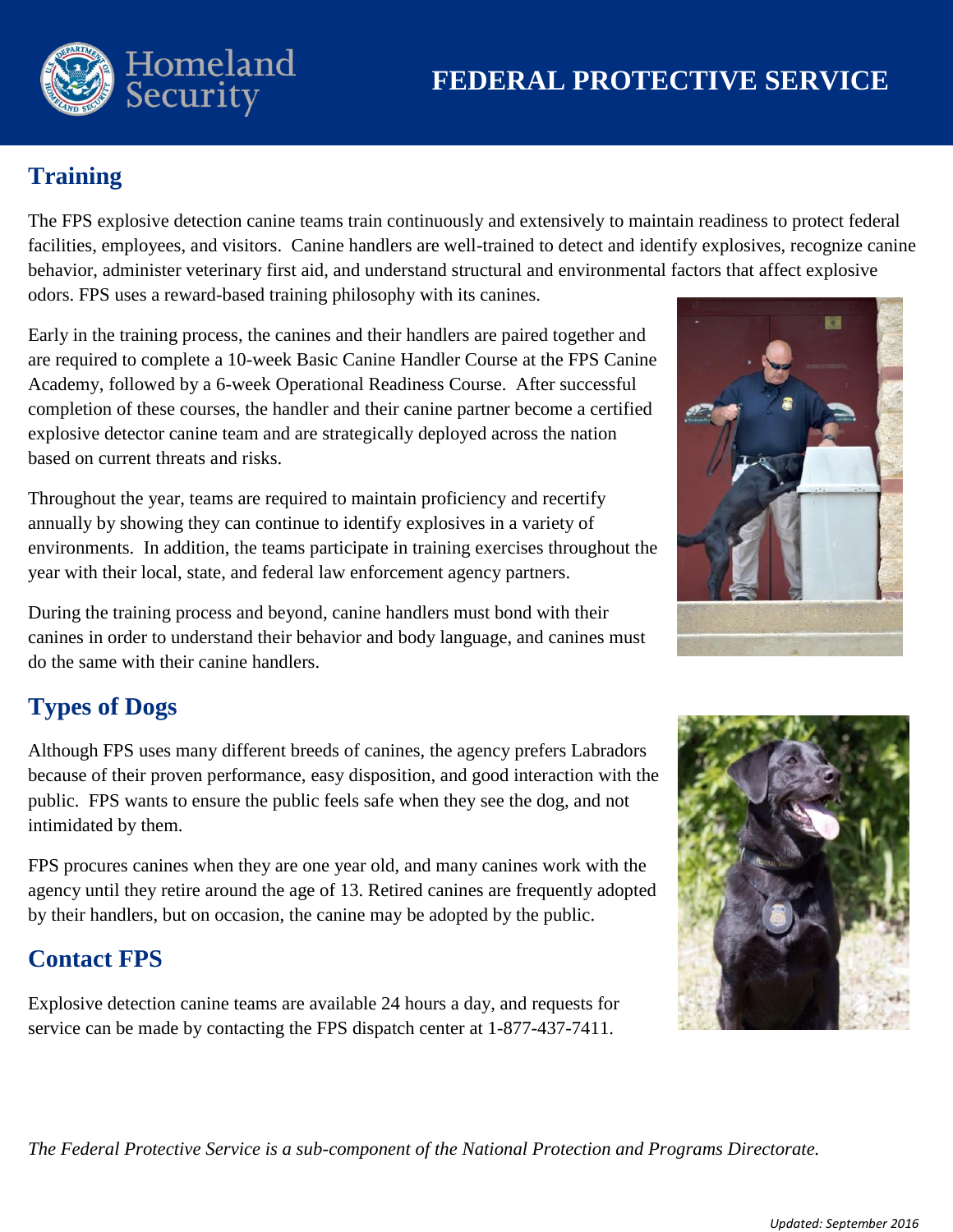# FEDERAL PROTECTIVE SERVICE

## Training

The FPS explosive detection canine teams train continuously and extensively to maintain readiness to protect federal facilities, employees, and visitors. Canine handlers are well-trained to detect and identify explosives, recognize canine behavior, administer veterinary first aid, and understand structural and environmental factors that affect explosive odors. FPS uses a reward-based training philosophy with its canines.

Early in the training process, the canines and their handlers are paired together and are required to complete a 10-week Basic Canine Handler Course at the FPS Canine Academy, followed by a 6-week Operational Readiness Course. After successful completion of these courses, the handler and their canine partner become a certified explosive detector canine team and are strategically deployed across the nation based on current threats and risks.

Throughout the year, teams are required to maintain proficiency and recertify annually by showing they can continue to identify explosives in a variety of environments. In addition, the teams participate in training exercises throughout the year with their local, state, and federal law enforcement agency partners.

During the training process and beyond, canine handlers must bond with their canines in order to understand their behavior and body language, and canines must do the same with their canine handlers.

## Types of Dogs

Although FPS uses many different breeds of canines, the agency prefers Labradors because of their proven performance, easy disposition, and good interaction with the public. FPS wants to ensure the public feels safe when they see the dog, and not intimidated by them.

FPS procures canines when they are one year old, and many canines work with the agency until they retire around the age of 13. Retired canines are frequently adopted by their handlers, but on occasion, the canine may be adopted by the public.

## Contact FPS

Explosive detection canine teams are available 24 hours a day, and requests for service can be made by contacting the FPS dispatch center at 1-877-437-7411.

*The Federal Protective Service is a sub-component of the National Protection and Programs Directorate.*

*Updated: September 2016*